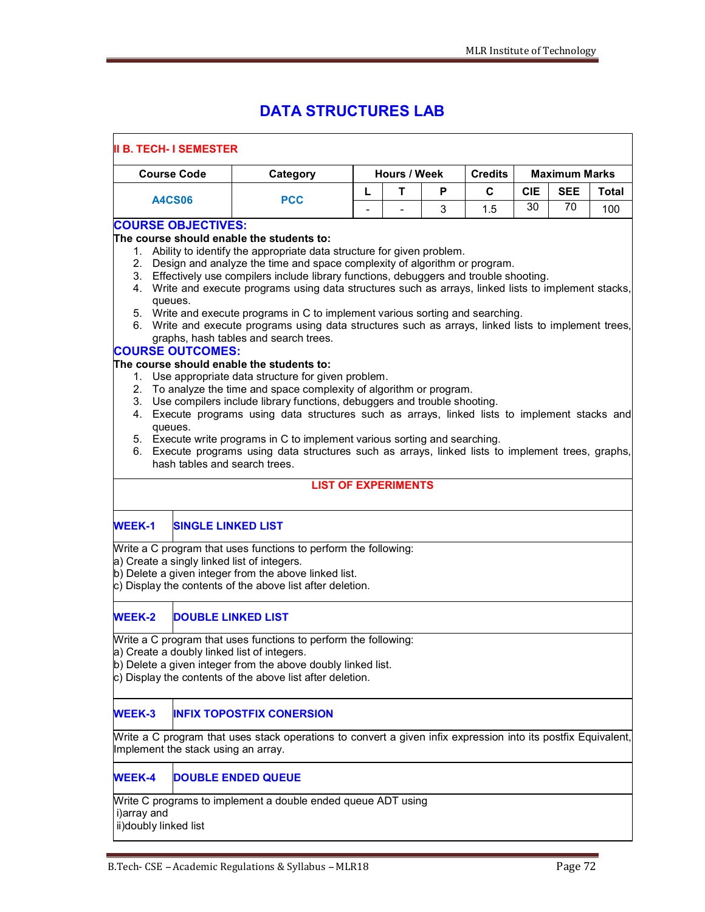# DATA STRUCTURES LAB

**II B. TECH- I SEMESTER**

| Course Code | Category | Hours / Week | | | Credits | Maximum Marks | | |
|---|---|---|---|---|---|---|---|---|
| | | L | T | P | C | CIE | SEE | Total |
| A4CS06 | PCC | - | - | 3 | 1.5 | 30 | 70 | 100 |

## COURSE OBJECTIVES:

**The course should enable the students to:**

1. Ability to identify the appropriate data structure for given problem.
2. Design and analyze the time and space complexity of algorithm or program.
3. Effectively use compilers include library functions, debuggers and trouble shooting.
4. Write and execute programs using data structures such as arrays, linked lists to implement stacks, queues.
5. Write and execute programs in C to implement various sorting and searching.
6. Write and execute programs using data structures such as arrays, linked lists to implement trees, graphs, hash tables and search trees.

## COURSE OUTCOMES:

**The course should enable the students to:**

1. Use appropriate data structure for given problem.
2. To analyze the time and space complexity of algorithm or program.
3. Use compilers include library functions, debuggers and trouble shooting.
4. Execute programs using data structures such as arrays, linked lists to implement stacks and queues.
5. Execute write programs in C to implement various sorting and searching.
6. Execute programs using data structures such as arrays, linked lists to implement trees, graphs, hash tables and search trees.

## LIST OF EXPERIMENTS

### WEEK-1 SINGLE LINKED LIST

Write a C program that uses functions to perform the following:
a) Create a singly linked list of integers.
b) Delete a given integer from the above linked list.
c) Display the contents of the above list after deletion.

### WEEK-2 DOUBLE LINKED LIST

Write a C program that uses functions to perform the following:
a) Create a doubly linked list of integers.
b) Delete a given integer from the above doubly linked list.
c) Display the contents of the above list after deletion.

### WEEK-3 INFIX TOPOSTFIX CONERSION

Write a C program that uses stack operations to convert a given infix expression into its postfix Equivalent, Implement the stack using an array.

### WEEK-4 DOUBLE ENDED QUEUE

Write C programs to implement a double ended queue ADT using
i)array and
ii)doubly linked list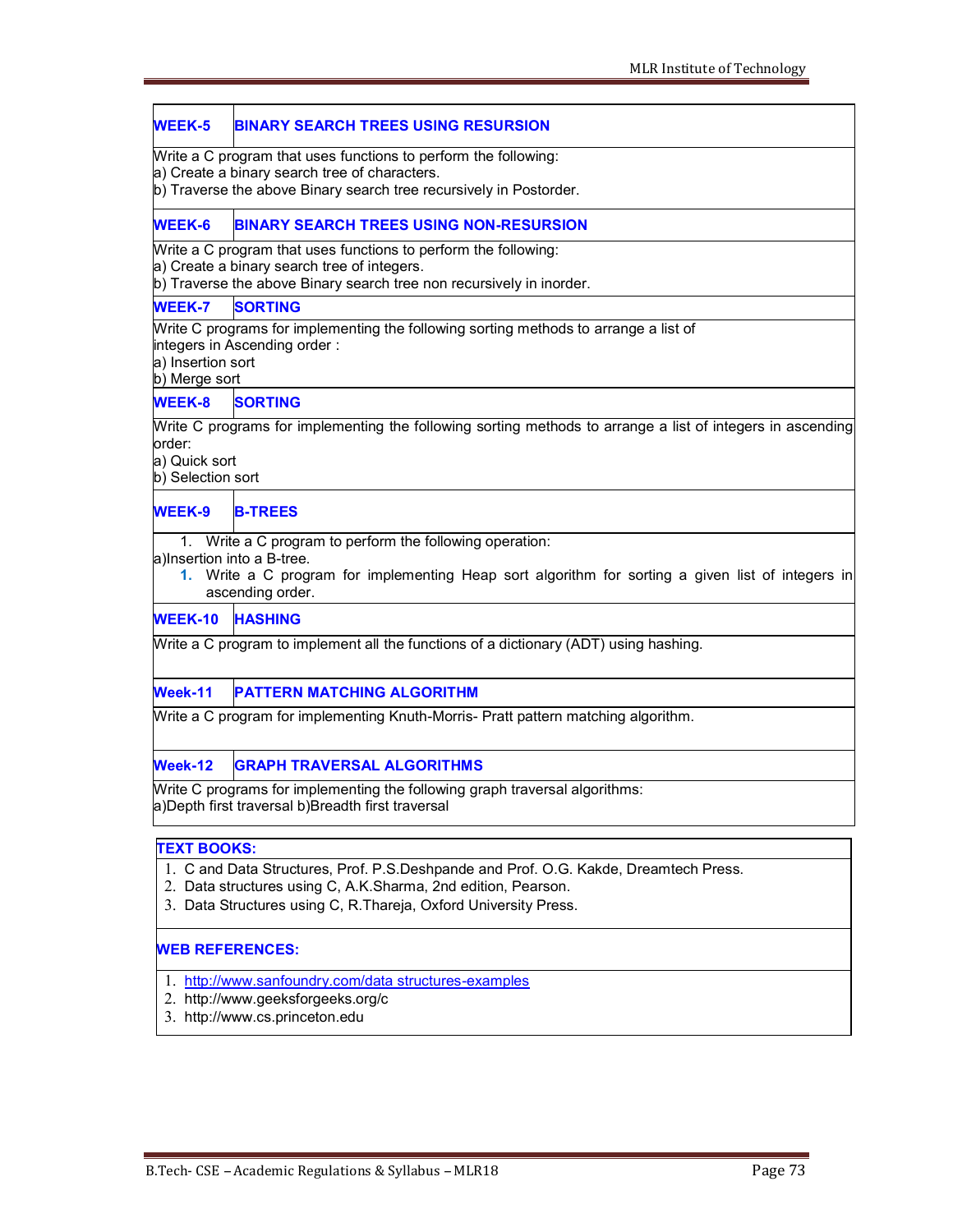| | |
|---|---|
| **WEEK-5** | **BINARY SEARCH TREES USING RESURSION** |
| Write a C program that uses functions to perform the following:<br>a) Create a binary search tree of characters.<br>b) Traverse the above Binary search tree recursively in Postorder. | |
| **WEEK-6** | **BINARY SEARCH TREES USING NON-RESURSION** |
| Write a C program that uses functions to perform the following:<br>a) Create a binary search tree of integers.<br>b) Traverse the above Binary search tree non recursively in inorder. | |
| **WEEK-7** | **SORTING** |
| Write C programs for implementing the following sorting methods to arrange a list of integers in Ascending order :<br>a) Insertion sort<br>b) Merge sort | |
| **WEEK-8** | **SORTING** |
| Write C programs for implementing the following sorting methods to arrange a list of integers in ascending order:<br>a) Quick sort<br>b) Selection sort | |
| **WEEK-9** | **B-TREES** |
| 1. Write a C program to perform the following operation:<br>a)Insertion into a B-tree.<br>1. Write a C program for implementing Heap sort algorithm for sorting a given list of integers in ascending order. | |
| **WEEK-10** | **HASHING** |
| Write a C program to implement all the functions of a dictionary (ADT) using hashing. | |
| **Week-11** | **PATTERN MATCHING ALGORITHM** |
| Write a C program for implementing Knuth-Morris- Pratt pattern matching algorithm. | |
| **Week-12** | **GRAPH TRAVERSAL ALGORITHMS** |
| Write C programs for implementing the following graph traversal algorithms:<br>a)Depth first traversal b)Breadth first traversal | |

**TEXT BOOKS:**

1. C and Data Structures, Prof. P.S.Deshpande and Prof. O.G. Kakde, Dreamtech Press.
2. Data structures using C, A.K.Sharma, 2nd edition, Pearson.
3. Data Structures using C, R.Thareja, Oxford University Press.

**WEB REFERENCES:**

1. http://www.sanfoundry.com/data structures-examples
2. http://www.geeksforgeeks.org/c
3. http://www.cs.princeton.edu